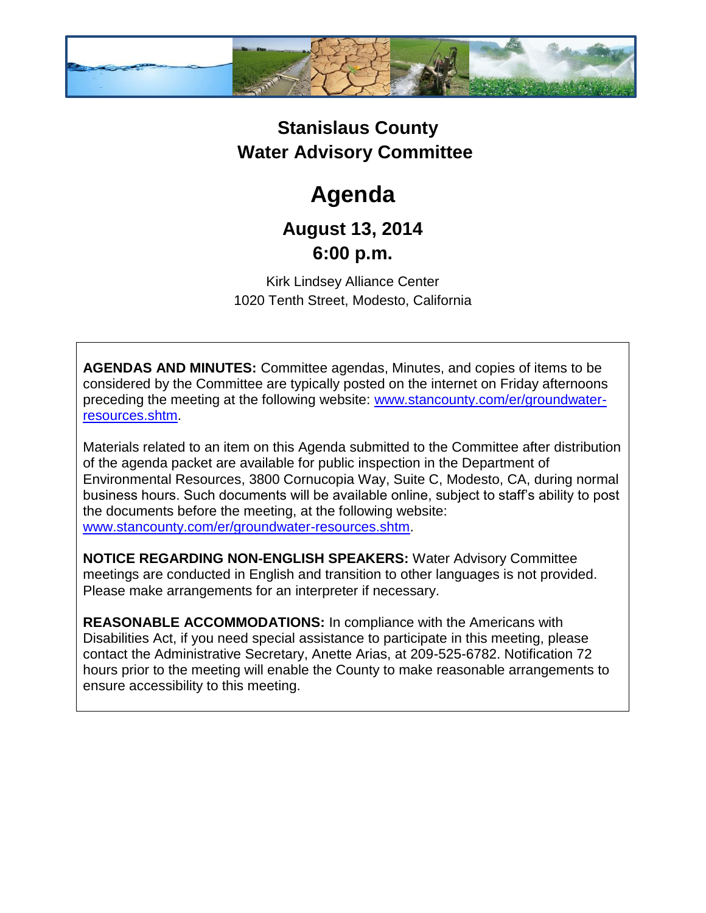# Stanislaus County Water Advisory Committee

# Agenda

## August 13, 2014
## 6:00 p.m.

Kirk Lindsey Alliance Center
1020 Tenth Street, Modesto, California

**AGENDAS AND MINUTES:** Committee agendas, Minutes, and copies of items to be considered by the Committee are typically posted on the internet on Friday afternoons preceding the meeting at the following website: [www.stancounty.com/er/groundwater-resources.shtm](www.stancounty.com/er/groundwater-resources.shtm).

Materials related to an item on this Agenda submitted to the Committee after distribution of the agenda packet are available for public inspection in the Department of Environmental Resources, 3800 Cornucopia Way, Suite C, Modesto, CA, during normal business hours. Such documents will be available online, subject to staff's ability to post the documents before the meeting, at the following website: [www.stancounty.com/er/groundwater-resources.shtm](www.stancounty.com/er/groundwater-resources.shtm).

**NOTICE REGARDING NON-ENGLISH SPEAKERS:** Water Advisory Committee meetings are conducted in English and transition to other languages is not provided. Please make arrangements for an interpreter if necessary.

**REASONABLE ACCOMMODATIONS:** In compliance with the Americans with Disabilities Act, if you need special assistance to participate in this meeting, please contact the Administrative Secretary, Anette Arias, at 209-525-6782. Notification 72 hours prior to the meeting will enable the County to make reasonable arrangements to ensure accessibility to this meeting.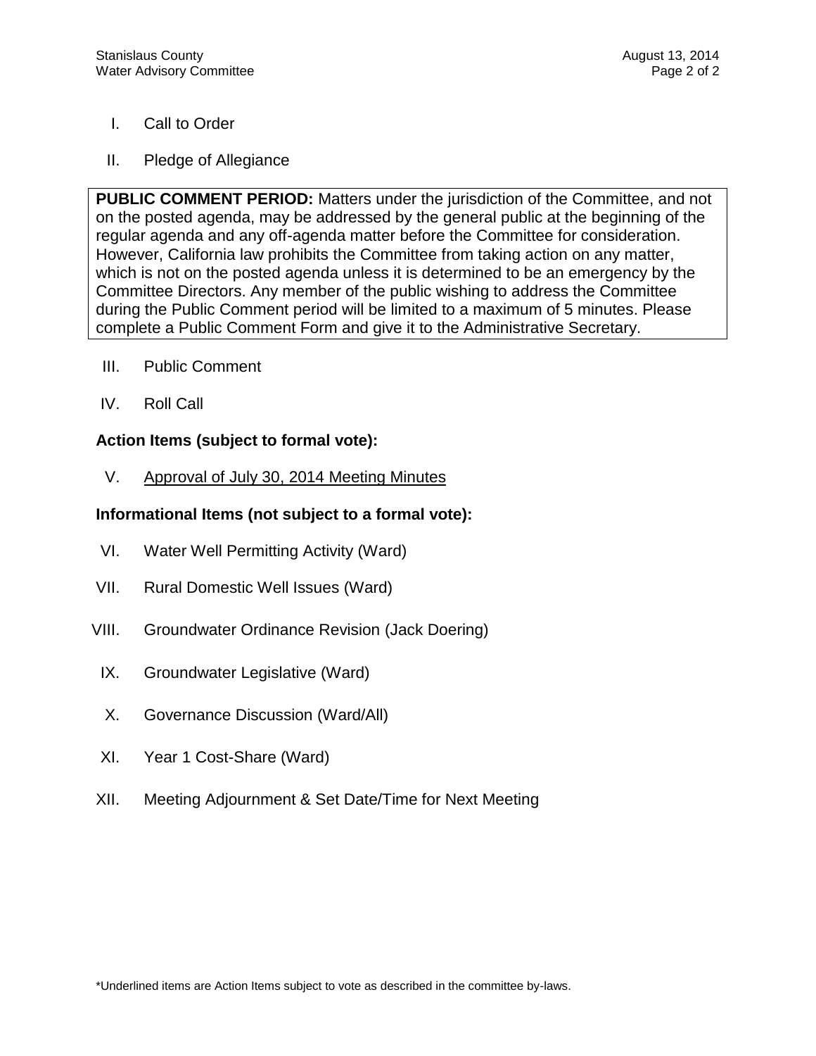I. Call to Order

II. Pledge of Allegiance

**PUBLIC COMMENT PERIOD:** Matters under the jurisdiction of the Committee, and not on the posted agenda, may be addressed by the general public at the beginning of the regular agenda and any off-agenda matter before the Committee for consideration. However, California law prohibits the Committee from taking action on any matter, which is not on the posted agenda unless it is determined to be an emergency by the Committee Directors. Any member of the public wishing to address the Committee during the Public Comment period will be limited to a maximum of 5 minutes. Please complete a Public Comment Form and give it to the Administrative Secretary.

III. Public Comment

IV. Roll Call

**Action Items (subject to formal vote):**

V. <u>Approval of July 30, 2014 Meeting Minutes</u>

**Informational Items (not subject to a formal vote):**

VI. Water Well Permitting Activity (Ward)

VII. Rural Domestic Well Issues (Ward)

VIII. Groundwater Ordinance Revision (Jack Doering)

IX. Groundwater Legislative (Ward)

X. Governance Discussion (Ward/All)

XI. Year 1 Cost-Share (Ward)

XII. Meeting Adjournment & Set Date/Time for Next Meeting

*Underlined items are Action Items subject to vote as described in the committee by-laws.